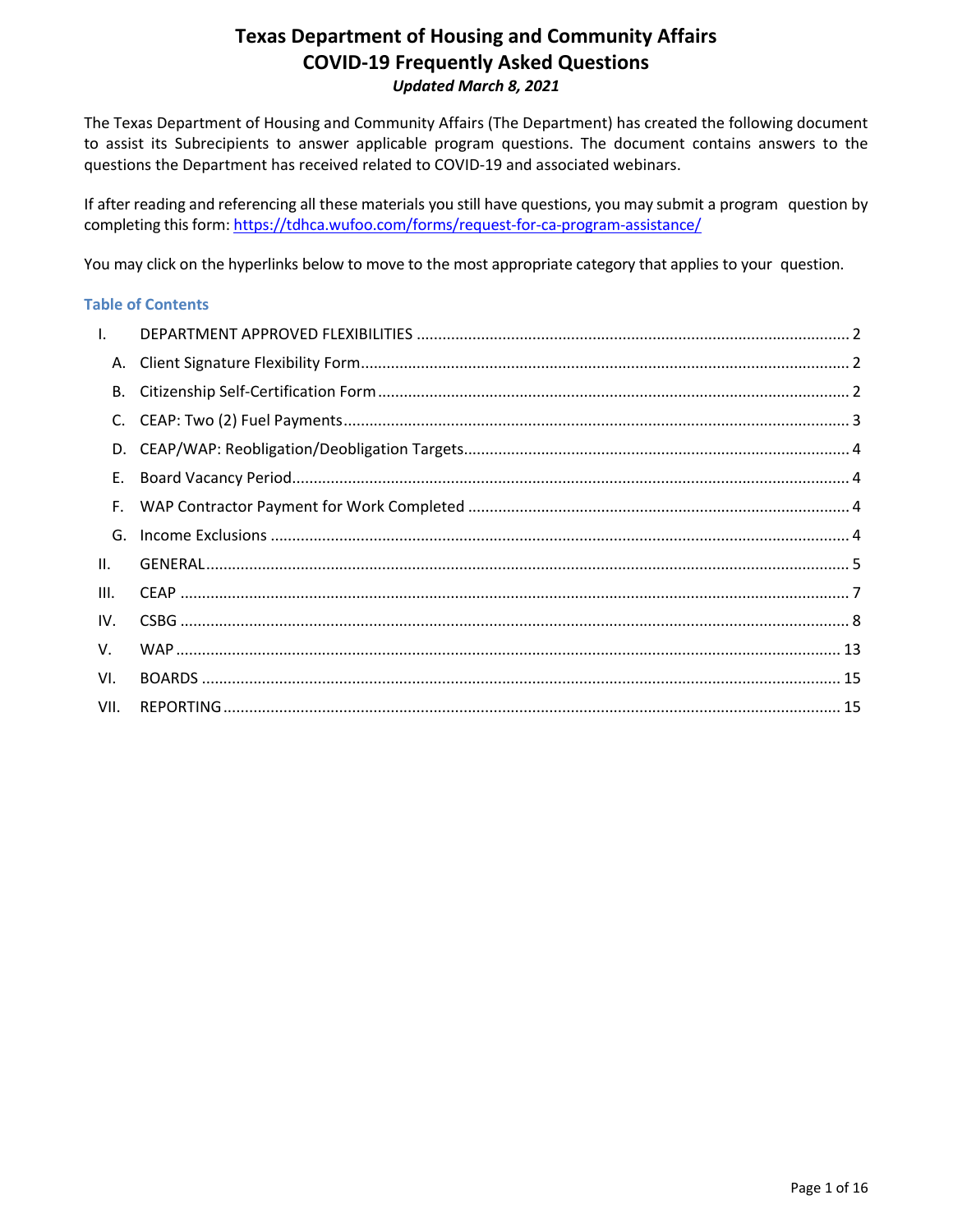# Texas Department of Housing and Community Affairs
# COVID-19 Frequently Asked Questions

***Updated March 8, 2021***

The Texas Department of Housing and Community Affairs (The Department) has created the following document to assist its Subrecipients to answer applicable program questions. The document contains answers to the questions the Department has received related to COVID-19 and associated webinars.

If after reading and referencing all these materials you still have questions, you may submit a program question by completing this form: [https://tdhca.wufoo.com/forms/request-for-ca-program-assistance/](https://tdhca.wufoo.com/forms/request-for-ca-program-assistance/)

You may click on the hyperlinks below to move to the most appropriate category that applies to your question.

## Table of Contents

- I. DEPARTMENT APPROVED FLEXIBILITIES .... 2
  - A. Client Signature Flexibility Form .... 2
  - B. Citizenship Self-Certification Form .... 2
  - C. CEAP: Two (2) Fuel Payments .... 3
  - D. CEAP/WAP: Reobligation/Deobligation Targets .... 4
  - E. Board Vacancy Period .... 4
  - F. WAP Contractor Payment for Work Completed .... 4
  - G. Income Exclusions .... 4
- II. GENERAL .... 5
- III. CEAP .... 7
- IV. CSBG .... 8
- V. WAP .... 13
- VI. BOARDS .... 15
- VII. REPORTING .... 15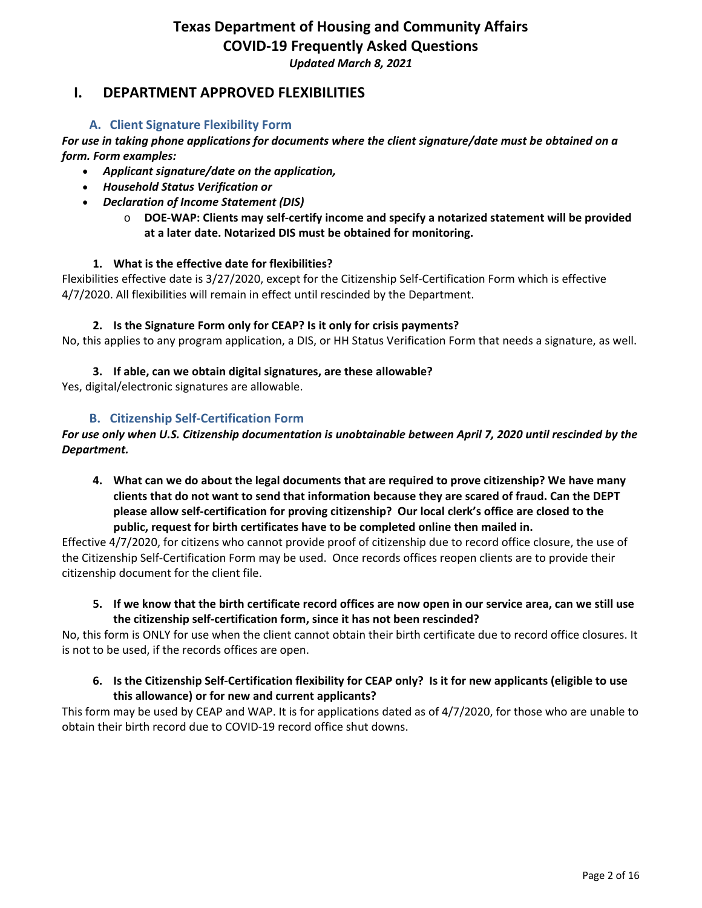# Texas Department of Housing and Community Affairs
# COVID-19 Frequently Asked Questions

*Updated March 8, 2021*

## I. DEPARTMENT APPROVED FLEXIBILITIES

### A. Client Signature Flexibility Form

***For use in taking phone applications for documents where the client signature/date must be obtained on a form. Form examples:***

- ***Applicant signature/date on the application,***
- ***Household Status Verification or***
- ***Declaration of Income Statement (DIS)***
  - **DOE-WAP: Clients may self-certify income and specify a notarized statement will be provided at a later date. Notarized DIS must be obtained for monitoring.**

**1. What is the effective date for flexibilities?**

Flexibilities effective date is 3/27/2020, except for the Citizenship Self-Certification Form which is effective 4/7/2020. All flexibilities will remain in effect until rescinded by the Department.

**2. Is the Signature Form only for CEAP? Is it only for crisis payments?**

No, this applies to any program application, a DIS, or HH Status Verification Form that needs a signature, as well.

**3. If able, can we obtain digital signatures, are these allowable?**

Yes, digital/electronic signatures are allowable.

### B. Citizenship Self-Certification Form

***For use only when U.S. Citizenship documentation is unobtainable between April 7, 2020 until rescinded by the Department.***

**4. What can we do about the legal documents that are required to prove citizenship? We have many clients that do not want to send that information because they are scared of fraud. Can the DEPT please allow self-certification for proving citizenship? Our local clerk's office are closed to the public, request for birth certificates have to be completed online then mailed in.**

Effective 4/7/2020, for citizens who cannot provide proof of citizenship due to record office closure, the use of the Citizenship Self-Certification Form may be used. Once records offices reopen clients are to provide their citizenship document for the client file.

**5. If we know that the birth certificate record offices are now open in our service area, can we still use the citizenship self-certification form, since it has not been rescinded?**

No, this form is ONLY for use when the client cannot obtain their birth certificate due to record office closures. It is not to be used, if the records offices are open.

**6. Is the Citizenship Self-Certification flexibility for CEAP only? Is it for new applicants (eligible to use this allowance) or for new and current applicants?**

This form may be used by CEAP and WAP. It is for applications dated as of 4/7/2020, for those who are unable to obtain their birth record due to COVID-19 record office shut downs.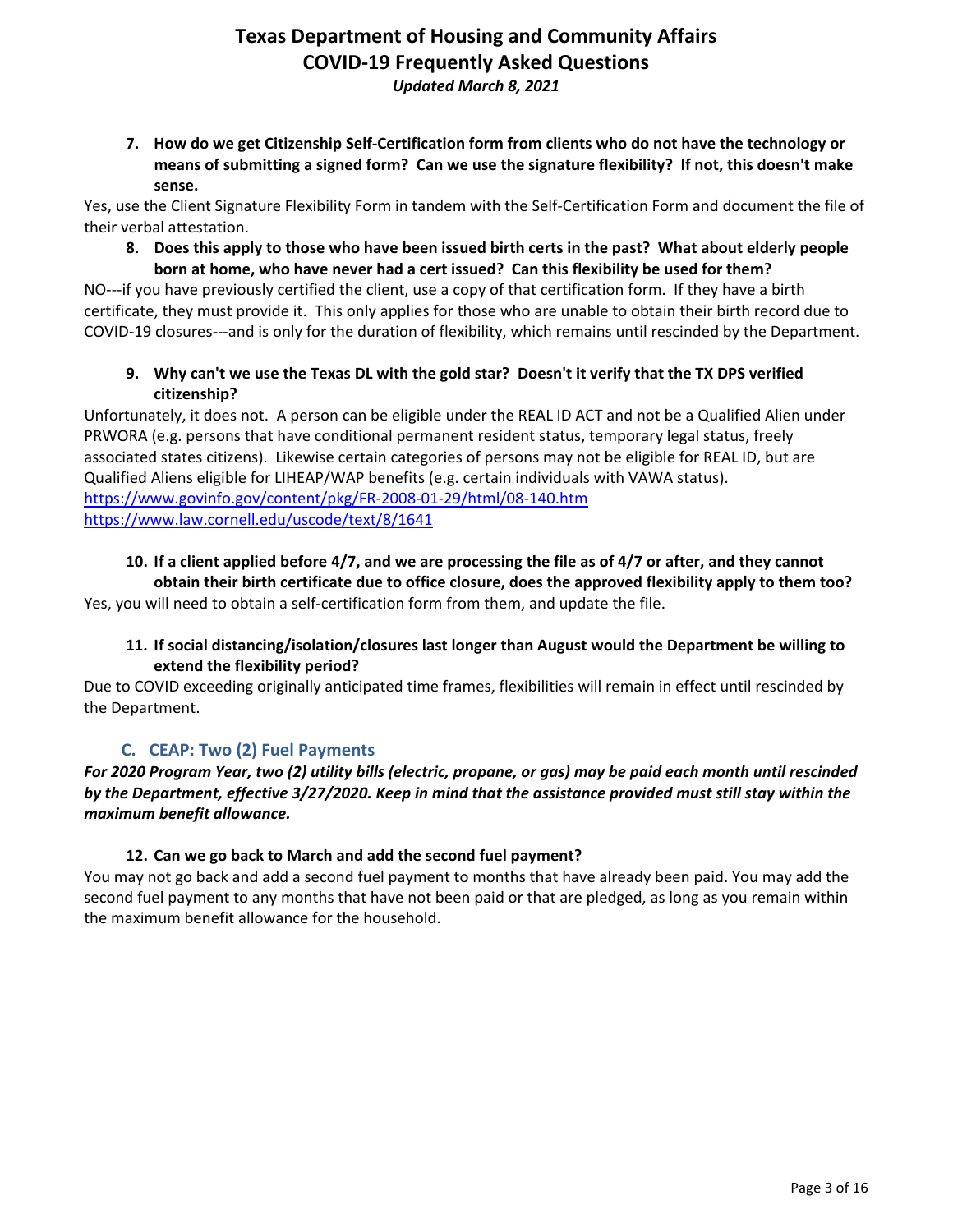7. **How do we get Citizenship Self-Certification form from clients who do not have the technology or means of submitting a signed form? Can we use the signature flexibility? If not, this doesn't make sense.**

Yes, use the Client Signature Flexibility Form in tandem with the Self-Certification Form and document the file of their verbal attestation.

8. **Does this apply to those who have been issued birth certs in the past? What about elderly people born at home, who have never had a cert issued? Can this flexibility be used for them?**

NO---if you have previously certified the client, use a copy of that certification form. If they have a birth certificate, they must provide it. This only applies for those who are unable to obtain their birth record due to COVID-19 closures---and is only for the duration of flexibility, which remains until rescinded by the Department.

9. **Why can't we use the Texas DL with the gold star? Doesn't it verify that the TX DPS verified citizenship?**

Unfortunately, it does not. A person can be eligible under the REAL ID ACT and not be a Qualified Alien under PRWORA (e.g. persons that have conditional permanent resident status, temporary legal status, freely associated states citizens). Likewise certain categories of persons may not be eligible for REAL ID, but are Qualified Aliens eligible for LIHEAP/WAP benefits (e.g. certain individuals with VAWA status).
https://www.govinfo.gov/content/pkg/FR-2008-01-29/html/08-140.htm
https://www.law.cornell.edu/uscode/text/8/1641

10. **If a client applied before 4/7, and we are processing the file as of 4/7 or after, and they cannot obtain their birth certificate due to office closure, does the approved flexibility apply to them too?**

Yes, you will need to obtain a self-certification form from them, and update the file.

11. **If social distancing/isolation/closures last longer than August would the Department be willing to extend the flexibility period?**

Due to COVID exceeding originally anticipated time frames, flexibilities will remain in effect until rescinded by the Department.

### C. CEAP: Two (2) Fuel Payments

***For 2020 Program Year, two (2) utility bills (electric, propane, or gas) may be paid each month until rescinded by the Department, effective 3/27/2020. Keep in mind that the assistance provided must still stay within the maximum benefit allowance.***

12. **Can we go back to March and add the second fuel payment?**

You may not go back and add a second fuel payment to months that have already been paid. You may add the second fuel payment to any months that have not been paid or that are pledged, as long as you remain within the maximum benefit allowance for the household.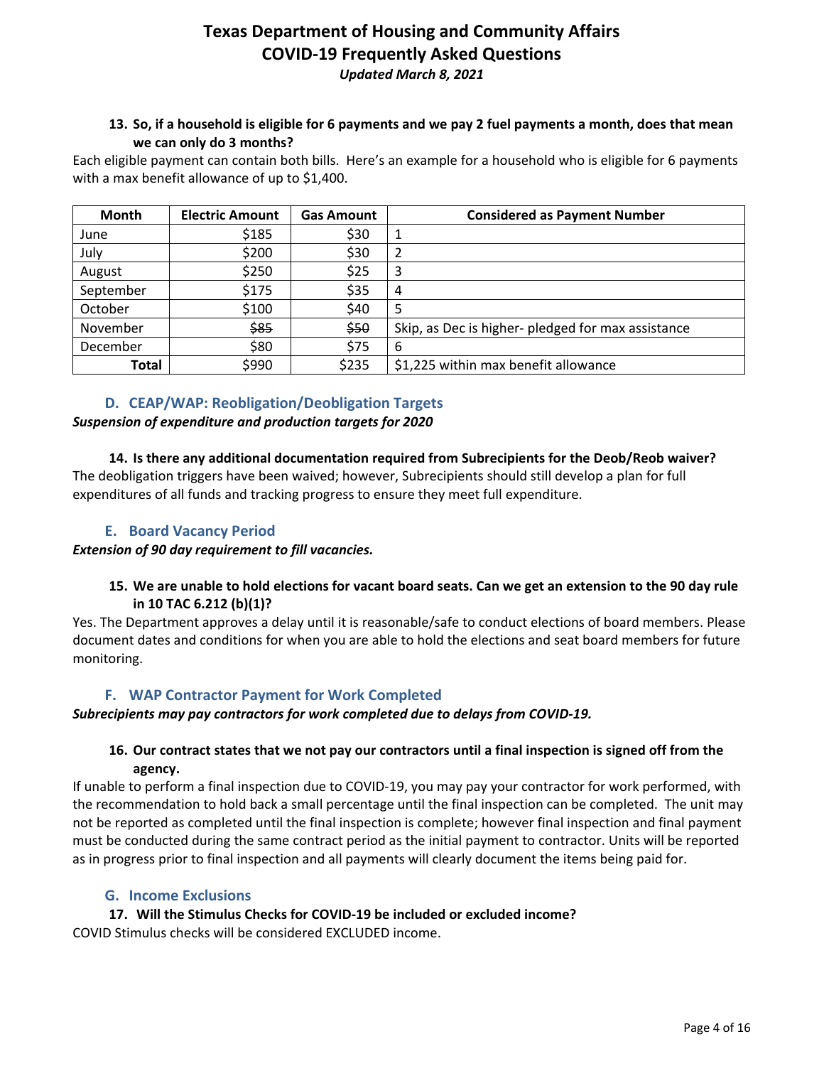**13. So, if a household is eligible for 6 payments and we pay 2 fuel payments a month, does that mean we can only do 3 months?**

Each eligible payment can contain both bills. Here's an example for a household who is eligible for 6 payments with a max benefit allowance of up to $1,400.

| Month | Electric Amount | Gas Amount | Considered as Payment Number |
|---|---|---|---|
| June | $185 | $30 | 1 |
| July | $200 | $30 | 2 |
| August | $250 | $25 | 3 |
| September | $175 | $35 | 4 |
| October | $100 | $40 | 5 |
| November | ~~$85~~ | ~~$50~~ | Skip, as Dec is higher- pledged for max assistance |
| December | $80 | $75 | 6 |
| **Total** | $990 | $235 | $1,225 within max benefit allowance |

### D. CEAP/WAP: Reobligation/Deobligation Targets

***Suspension of expenditure and production targets for 2020***

**14. Is there any additional documentation required from Subrecipients for the Deob/Reob waiver?**

The deobligation triggers have been waived; however, Subrecipients should still develop a plan for full expenditures of all funds and tracking progress to ensure they meet full expenditure.

### E. Board Vacancy Period

***Extension of 90 day requirement to fill vacancies.***

**15. We are unable to hold elections for vacant board seats. Can we get an extension to the 90 day rule in 10 TAC 6.212 (b)(1)?**

Yes. The Department approves a delay until it is reasonable/safe to conduct elections of board members. Please document dates and conditions for when you are able to hold the elections and seat board members for future monitoring.

### F. WAP Contractor Payment for Work Completed

***Subrecipients may pay contractors for work completed due to delays from COVID-19.***

**16. Our contract states that we not pay our contractors until a final inspection is signed off from the agency.**

If unable to perform a final inspection due to COVID-19, you may pay your contractor for work performed, with the recommendation to hold back a small percentage until the final inspection can be completed. The unit may not be reported as completed until the final inspection is complete; however final inspection and final payment must be conducted during the same contract period as the initial payment to contractor. Units will be reported as in progress prior to final inspection and all payments will clearly document the items being paid for.

### G. Income Exclusions

**17. Will the Stimulus Checks for COVID-19 be included or excluded income?**

COVID Stimulus checks will be considered EXCLUDED income.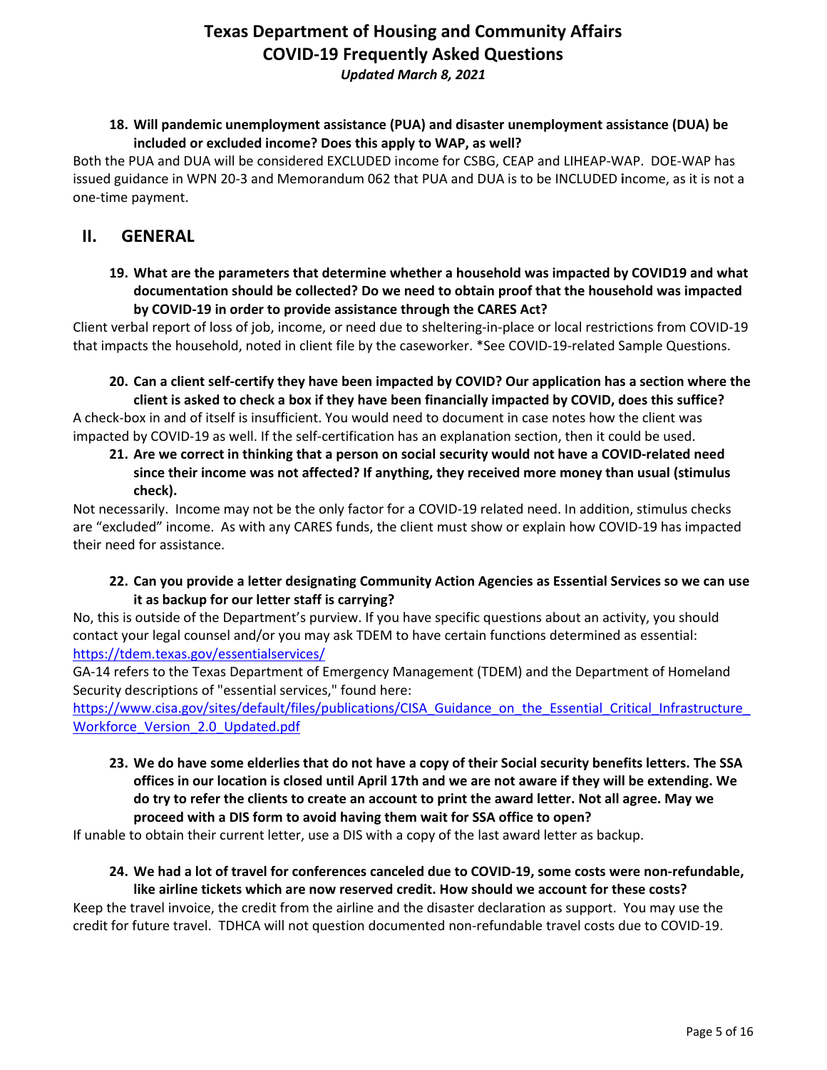**18. Will pandemic unemployment assistance (PUA) and disaster unemployment assistance (DUA) be included or excluded income? Does this apply to WAP, as well?**

Both the PUA and DUA will be considered EXCLUDED income for CSBG, CEAP and LIHEAP-WAP. DOE-WAP has issued guidance in WPN 20-3 and Memorandum 062 that PUA and DUA is to be INCLUDED income, as it is not a one-time payment.

## II. GENERAL

**19. What are the parameters that determine whether a household was impacted by COVID19 and what documentation should be collected? Do we need to obtain proof that the household was impacted by COVID-19 in order to provide assistance through the CARES Act?**

Client verbal report of loss of job, income, or need due to sheltering-in-place or local restrictions from COVID-19 that impacts the household, noted in client file by the caseworker. *See COVID-19-related Sample Questions.

**20. Can a client self-certify they have been impacted by COVID? Our application has a section where the client is asked to check a box if they have been financially impacted by COVID, does this suffice?**

A check-box in and of itself is insufficient. You would need to document in case notes how the client was impacted by COVID-19 as well. If the self-certification has an explanation section, then it could be used.

**21. Are we correct in thinking that a person on social security would not have a COVID-related need since their income was not affected? If anything, they received more money than usual (stimulus check).**

Not necessarily. Income may not be the only factor for a COVID-19 related need. In addition, stimulus checks are "excluded" income. As with any CARES funds, the client must show or explain how COVID-19 has impacted their need for assistance.

**22. Can you provide a letter designating Community Action Agencies as Essential Services so we can use it as backup for our letter staff is carrying?**

No, this is outside of the Department's purview. If you have specific questions about an activity, you should contact your legal counsel and/or you may ask TDEM to have certain functions determined as essential: https://tdem.texas.gov/essentialservices/

GA-14 refers to the Texas Department of Emergency Management (TDEM) and the Department of Homeland Security descriptions of "essential services," found here: https://www.cisa.gov/sites/default/files/publications/CISA_Guidance_on_the_Essential_Critical_Infrastructure_Workforce_Version_2.0_Updated.pdf

**23. We do have some elderlies that do not have a copy of their Social security benefits letters. The SSA offices in our location is closed until April 17th and we are not aware if they will be extending. We do try to refer the clients to create an account to print the award letter. Not all agree. May we proceed with a DIS form to avoid having them wait for SSA office to open?**

If unable to obtain their current letter, use a DIS with a copy of the last award letter as backup.

**24. We had a lot of travel for conferences canceled due to COVID-19, some costs were non-refundable, like airline tickets which are now reserved credit. How should we account for these costs?**

Keep the travel invoice, the credit from the airline and the disaster declaration as support. You may use the credit for future travel. TDHCA will not question documented non-refundable travel costs due to COVID-19.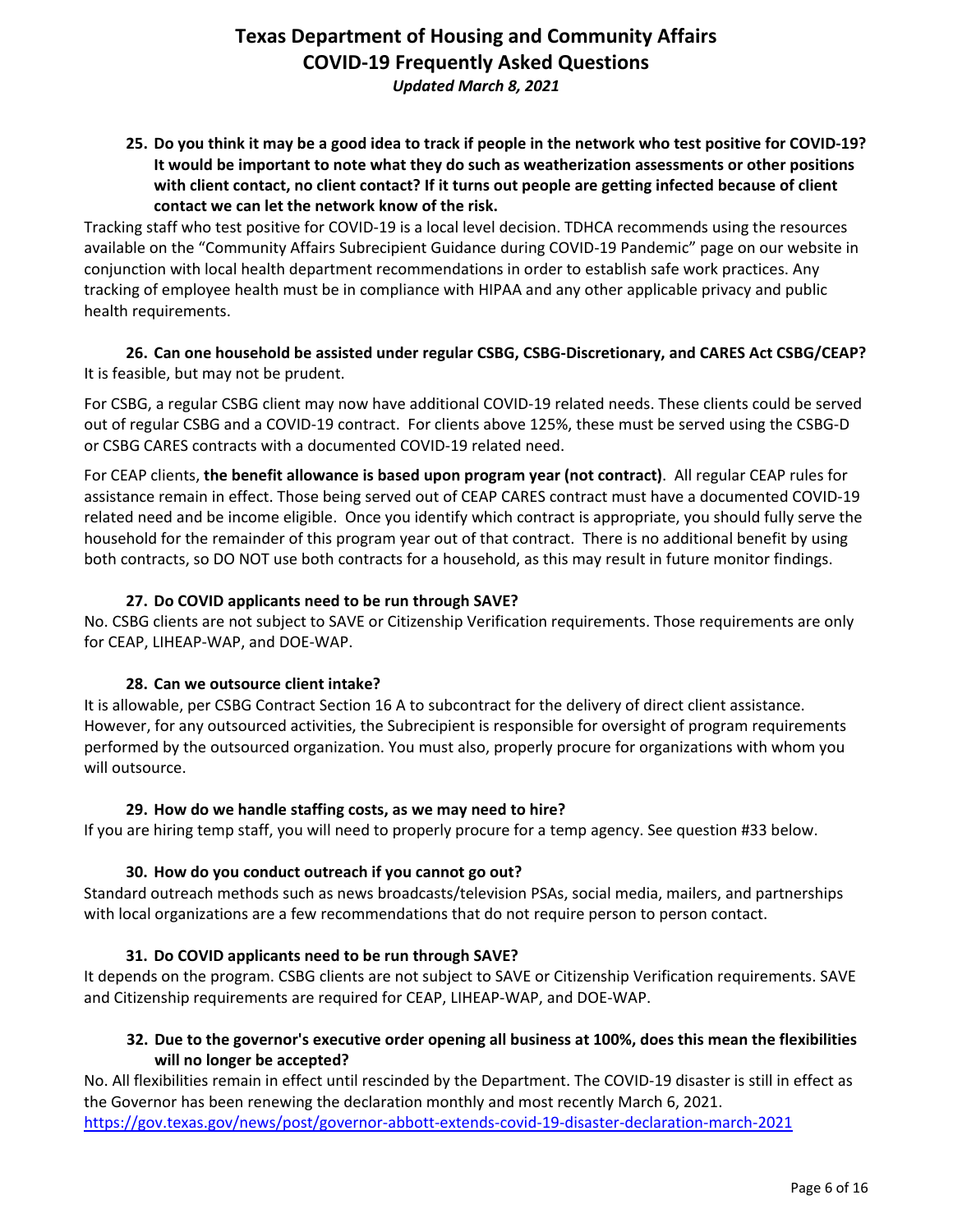**25. Do you think it may be a good idea to track if people in the network who test positive for COVID-19? It would be important to note what they do such as weatherization assessments or other positions with client contact, no client contact? If it turns out people are getting infected because of client contact we can let the network know of the risk.**

Tracking staff who test positive for COVID-19 is a local level decision. TDHCA recommends using the resources available on the "Community Affairs Subrecipient Guidance during COVID-19 Pandemic" page on our website in conjunction with local health department recommendations in order to establish safe work practices. Any tracking of employee health must be in compliance with HIPAA and any other applicable privacy and public health requirements.

**26. Can one household be assisted under regular CSBG, CSBG-Discretionary, and CARES Act CSBG/CEAP?**

It is feasible, but may not be prudent.

For CSBG, a regular CSBG client may now have additional COVID-19 related needs. These clients could be served out of regular CSBG and a COVID-19 contract. For clients above 125%, these must be served using the CSBG-D or CSBG CARES contracts with a documented COVID-19 related need.

For CEAP clients, **the benefit allowance is based upon program year (not contract)**. All regular CEAP rules for assistance remain in effect. Those being served out of CEAP CARES contract must have a documented COVID-19 related need and be income eligible. Once you identify which contract is appropriate, you should fully serve the household for the remainder of this program year out of that contract. There is no additional benefit by using both contracts, so DO NOT use both contracts for a household, as this may result in future monitor findings.

**27. Do COVID applicants need to be run through SAVE?**

No. CSBG clients are not subject to SAVE or Citizenship Verification requirements. Those requirements are only for CEAP, LIHEAP-WAP, and DOE-WAP.

**28. Can we outsource client intake?**

It is allowable, per CSBG Contract Section 16 A to subcontract for the delivery of direct client assistance. However, for any outsourced activities, the Subrecipient is responsible for oversight of program requirements performed by the outsourced organization. You must also, properly procure for organizations with whom you will outsource.

**29. How do we handle staffing costs, as we may need to hire?**

If you are hiring temp staff, you will need to properly procure for a temp agency. See question #33 below.

**30. How do you conduct outreach if you cannot go out?**

Standard outreach methods such as news broadcasts/television PSAs, social media, mailers, and partnerships with local organizations are a few recommendations that do not require person to person contact.

**31. Do COVID applicants need to be run through SAVE?**

It depends on the program. CSBG clients are not subject to SAVE or Citizenship Verification requirements. SAVE and Citizenship requirements are required for CEAP, LIHEAP-WAP, and DOE-WAP.

**32. Due to the governor's executive order opening all business at 100%, does this mean the flexibilities will no longer be accepted?**

No. All flexibilities remain in effect until rescinded by the Department. The COVID-19 disaster is still in effect as the Governor has been renewing the declaration monthly and most recently March 6, 2021.
https://gov.texas.gov/news/post/governor-abbott-extends-covid-19-disaster-declaration-march-2021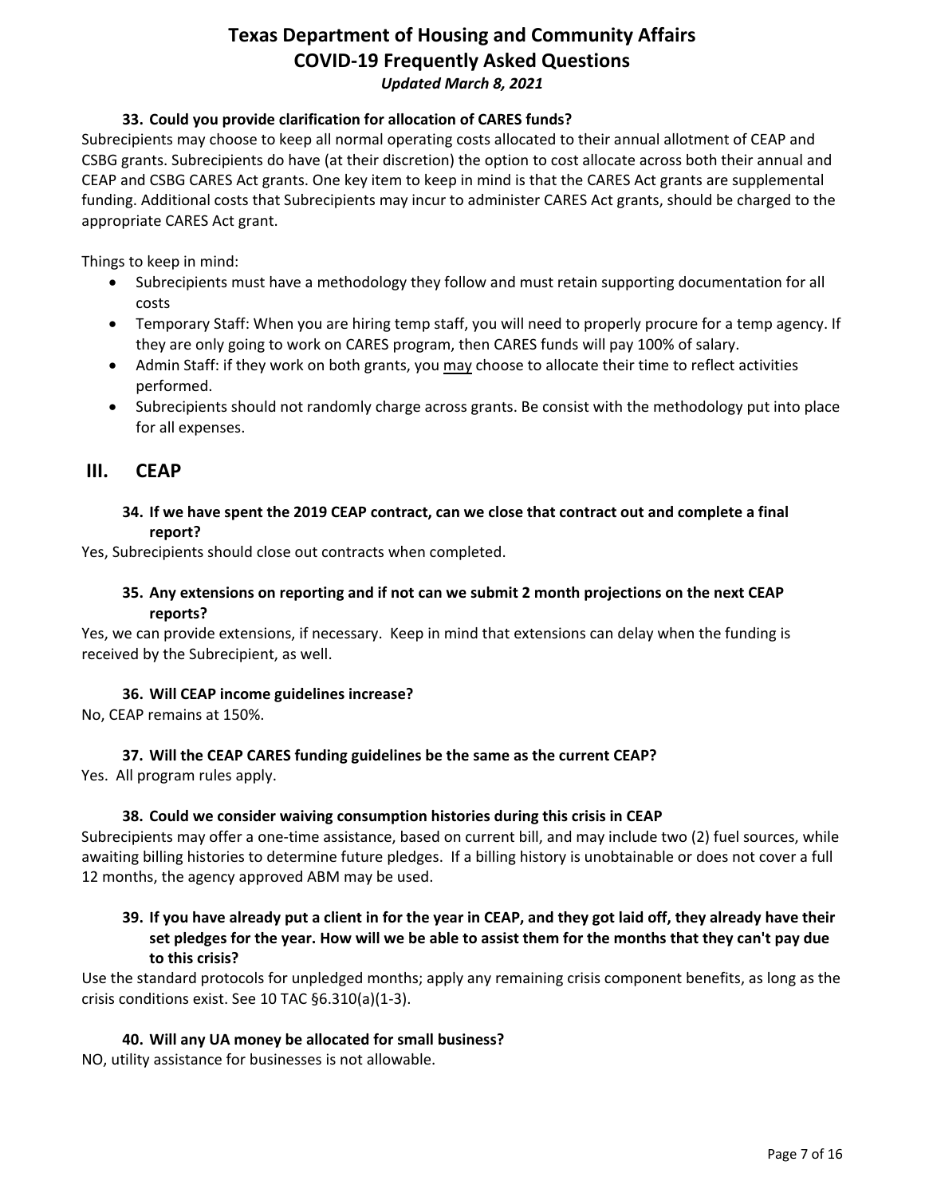#### 33. Could you provide clarification for allocation of CARES funds?

Subrecipients may choose to keep all normal operating costs allocated to their annual allotment of CEAP and CSBG grants. Subrecipients do have (at their discretion) the option to cost allocate across both their annual and CEAP and CSBG CARES Act grants. One key item to keep in mind is that the CARES Act grants are supplemental funding. Additional costs that Subrecipients may incur to administer CARES Act grants, should be charged to the appropriate CARES Act grant.

Things to keep in mind:

- Subrecipients must have a methodology they follow and must retain supporting documentation for all costs
- Temporary Staff: When you are hiring temp staff, you will need to properly procure for a temp agency. If they are only going to work on CARES program, then CARES funds will pay 100% of salary.
- Admin Staff: if they work on both grants, you <u>may</u> choose to allocate their time to reflect activities performed.
- Subrecipients should not randomly charge across grants. Be consist with the methodology put into place for all expenses.

## III. CEAP

#### 34. If we have spent the 2019 CEAP contract, can we close that contract out and complete a final report?

Yes, Subrecipients should close out contracts when completed.

#### 35. Any extensions on reporting and if not can we submit 2 month projections on the next CEAP reports?

Yes, we can provide extensions, if necessary. Keep in mind that extensions can delay when the funding is received by the Subrecipient, as well.

#### 36. Will CEAP income guidelines increase?

No, CEAP remains at 150%.

#### 37. Will the CEAP CARES funding guidelines be the same as the current CEAP?

Yes. All program rules apply.

#### 38. Could we consider waiving consumption histories during this crisis in CEAP

Subrecipients may offer a one-time assistance, based on current bill, and may include two (2) fuel sources, while awaiting billing histories to determine future pledges. If a billing history is unobtainable or does not cover a full 12 months, the agency approved ABM may be used.

#### 39. If you have already put a client in for the year in CEAP, and they got laid off, they already have their set pledges for the year. How will we be able to assist them for the months that they can't pay due to this crisis?

Use the standard protocols for unpledged months; apply any remaining crisis component benefits, as long as the crisis conditions exist. See 10 TAC §6.310(a)(1-3).

#### 40. Will any UA money be allocated for small business?

NO, utility assistance for businesses is not allowable.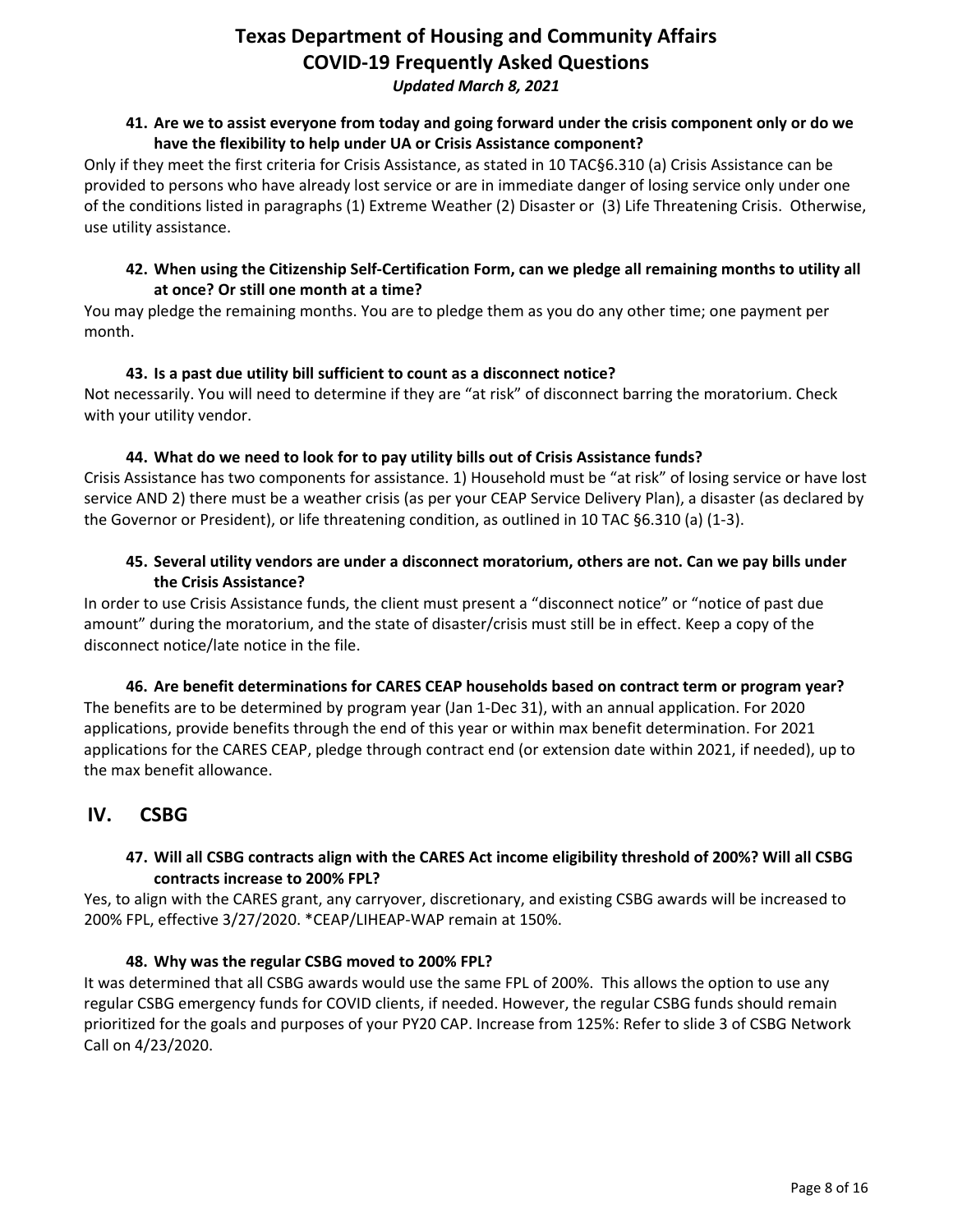**41. Are we to assist everyone from today and going forward under the crisis component only or do we have the flexibility to help under UA or Crisis Assistance component?**

Only if they meet the first criteria for Crisis Assistance, as stated in 10 TAC§6.310 (a) Crisis Assistance can be provided to persons who have already lost service or are in immediate danger of losing service only under one of the conditions listed in paragraphs (1) Extreme Weather (2) Disaster or (3) Life Threatening Crisis. Otherwise, use utility assistance.

**42. When using the Citizenship Self-Certification Form, can we pledge all remaining months to utility all at once? Or still one month at a time?**

You may pledge the remaining months. You are to pledge them as you do any other time; one payment per month.

**43. Is a past due utility bill sufficient to count as a disconnect notice?**

Not necessarily. You will need to determine if they are "at risk" of disconnect barring the moratorium. Check with your utility vendor.

**44. What do we need to look for to pay utility bills out of Crisis Assistance funds?**

Crisis Assistance has two components for assistance. 1) Household must be "at risk" of losing service or have lost service AND 2) there must be a weather crisis (as per your CEAP Service Delivery Plan), a disaster (as declared by the Governor or President), or life threatening condition, as outlined in 10 TAC §6.310 (a) (1-3).

**45. Several utility vendors are under a disconnect moratorium, others are not. Can we pay bills under the Crisis Assistance?**

In order to use Crisis Assistance funds, the client must present a "disconnect notice" or "notice of past due amount" during the moratorium, and the state of disaster/crisis must still be in effect. Keep a copy of the disconnect notice/late notice in the file.

**46. Are benefit determinations for CARES CEAP households based on contract term or program year?**

The benefits are to be determined by program year (Jan 1-Dec 31), with an annual application. For 2020 applications, provide benefits through the end of this year or within max benefit determination. For 2021 applications for the CARES CEAP, pledge through contract end (or extension date within 2021, if needed), up to the max benefit allowance.

## IV. CSBG

**47. Will all CSBG contracts align with the CARES Act income eligibility threshold of 200%? Will all CSBG contracts increase to 200% FPL?**

Yes, to align with the CARES grant, any carryover, discretionary, and existing CSBG awards will be increased to 200% FPL, effective 3/27/2020. *CEAP/LIHEAP-WAP remain at 150%.

**48. Why was the regular CSBG moved to 200% FPL?**

It was determined that all CSBG awards would use the same FPL of 200%. This allows the option to use any regular CSBG emergency funds for COVID clients, if needed. However, the regular CSBG funds should remain prioritized for the goals and purposes of your PY20 CAP. Increase from 125%: Refer to slide 3 of CSBG Network Call on 4/23/2020.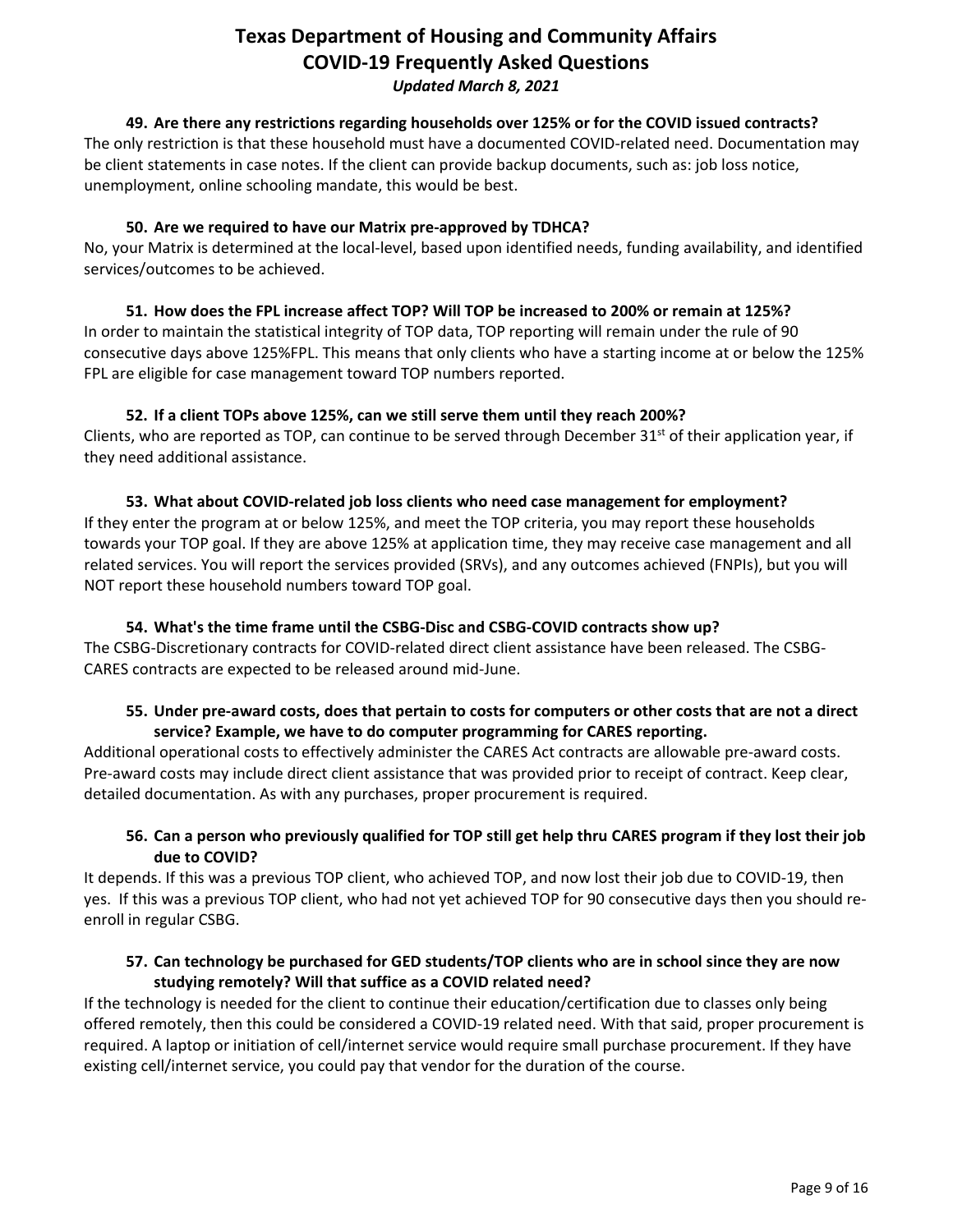**49. Are there any restrictions regarding households over 125% or for the COVID issued contracts?**

The only restriction is that these household must have a documented COVID-related need. Documentation may be client statements in case notes. If the client can provide backup documents, such as: job loss notice, unemployment, online schooling mandate, this would be best.

**50. Are we required to have our Matrix pre-approved by TDHCA?**

No, your Matrix is determined at the local-level, based upon identified needs, funding availability, and identified services/outcomes to be achieved.

**51. How does the FPL increase affect TOP? Will TOP be increased to 200% or remain at 125%?**

In order to maintain the statistical integrity of TOP data, TOP reporting will remain under the rule of 90 consecutive days above 125%FPL. This means that only clients who have a starting income at or below the 125% FPL are eligible for case management toward TOP numbers reported.

**52. If a client TOPs above 125%, can we still serve them until they reach 200%?**

Clients, who are reported as TOP, can continue to be served through December 31st of their application year, if they need additional assistance.

**53. What about COVID-related job loss clients who need case management for employment?**

If they enter the program at or below 125%, and meet the TOP criteria, you may report these households towards your TOP goal. If they are above 125% at application time, they may receive case management and all related services. You will report the services provided (SRVs), and any outcomes achieved (FNPIs), but you will NOT report these household numbers toward TOP goal.

**54. What's the time frame until the CSBG-Disc and CSBG-COVID contracts show up?**

The CSBG-Discretionary contracts for COVID-related direct client assistance have been released. The CSBG-CARES contracts are expected to be released around mid-June.

**55. Under pre-award costs, does that pertain to costs for computers or other costs that are not a direct service? Example, we have to do computer programming for CARES reporting.**

Additional operational costs to effectively administer the CARES Act contracts are allowable pre-award costs. Pre-award costs may include direct client assistance that was provided prior to receipt of contract. Keep clear, detailed documentation. As with any purchases, proper procurement is required.

**56. Can a person who previously qualified for TOP still get help thru CARES program if they lost their job due to COVID?**

It depends. If this was a previous TOP client, who achieved TOP, and now lost their job due to COVID-19, then yes. If this was a previous TOP client, who had not yet achieved TOP for 90 consecutive days then you should re-enroll in regular CSBG.

**57. Can technology be purchased for GED students/TOP clients who are in school since they are now studying remotely? Will that suffice as a COVID related need?**

If the technology is needed for the client to continue their education/certification due to classes only being offered remotely, then this could be considered a COVID-19 related need. With that said, proper procurement is required. A laptop or initiation of cell/internet service would require small purchase procurement. If they have existing cell/internet service, you could pay that vendor for the duration of the course.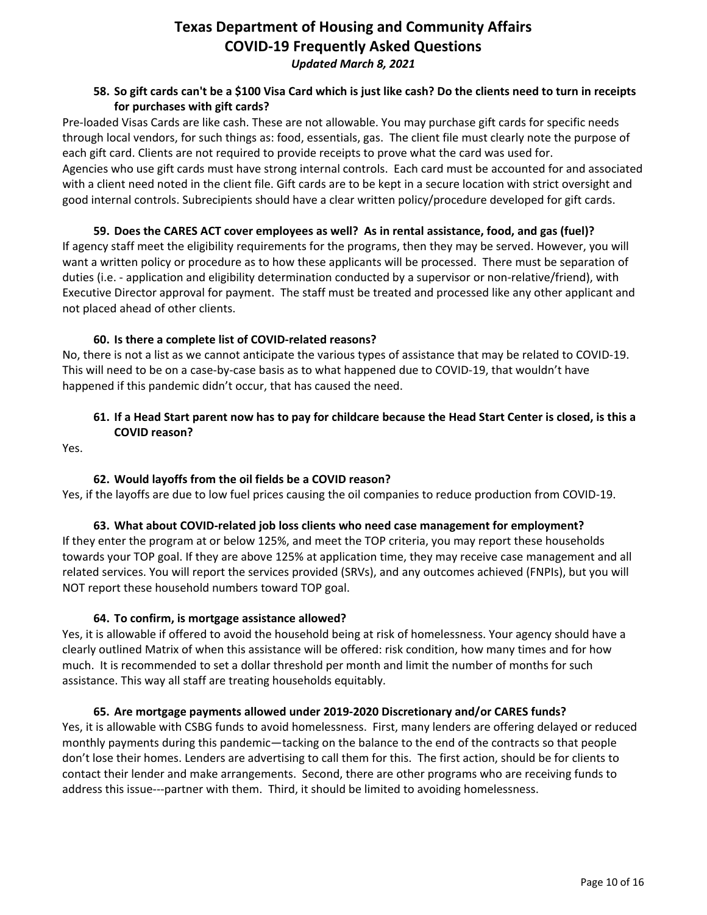**58. So gift cards can't be a $100 Visa Card which is just like cash? Do the clients need to turn in receipts for purchases with gift cards?**

Pre-loaded Visas Cards are like cash. These are not allowable. You may purchase gift cards for specific needs through local vendors, for such things as: food, essentials, gas. The client file must clearly note the purpose of each gift card. Clients are not required to provide receipts to prove what the card was used for.
Agencies who use gift cards must have strong internal controls. Each card must be accounted for and associated with a client need noted in the client file. Gift cards are to be kept in a secure location with strict oversight and good internal controls. Subrecipients should have a clear written policy/procedure developed for gift cards.

**59. Does the CARES ACT cover employees as well? As in rental assistance, food, and gas (fuel)?**

If agency staff meet the eligibility requirements for the programs, then they may be served. However, you will want a written policy or procedure as to how these applicants will be processed. There must be separation of duties (i.e. - application and eligibility determination conducted by a supervisor or non-relative/friend), with Executive Director approval for payment. The staff must be treated and processed like any other applicant and not placed ahead of other clients.

**60. Is there a complete list of COVID-related reasons?**

No, there is not a list as we cannot anticipate the various types of assistance that may be related to COVID-19. This will need to be on a case-by-case basis as to what happened due to COVID-19, that wouldn't have happened if this pandemic didn't occur, that has caused the need.

**61. If a Head Start parent now has to pay for childcare because the Head Start Center is closed, is this a COVID reason?**

Yes.

**62. Would layoffs from the oil fields be a COVID reason?**

Yes, if the layoffs are due to low fuel prices causing the oil companies to reduce production from COVID-19.

**63. What about COVID-related job loss clients who need case management for employment?**

If they enter the program at or below 125%, and meet the TOP criteria, you may report these households towards your TOP goal. If they are above 125% at application time, they may receive case management and all related services. You will report the services provided (SRVs), and any outcomes achieved (FNPIs), but you will NOT report these household numbers toward TOP goal.

**64. To confirm, is mortgage assistance allowed?**

Yes, it is allowable if offered to avoid the household being at risk of homelessness. Your agency should have a clearly outlined Matrix of when this assistance will be offered: risk condition, how many times and for how much. It is recommended to set a dollar threshold per month and limit the number of months for such assistance. This way all staff are treating households equitably.

**65. Are mortgage payments allowed under 2019-2020 Discretionary and/or CARES funds?**

Yes, it is allowable with CSBG funds to avoid homelessness. First, many lenders are offering delayed or reduced monthly payments during this pandemic—tacking on the balance to the end of the contracts so that people don't lose their homes. Lenders are advertising to call them for this. The first action, should be for clients to contact their lender and make arrangements. Second, there are other programs who are receiving funds to address this issue---partner with them. Third, it should be limited to avoiding homelessness.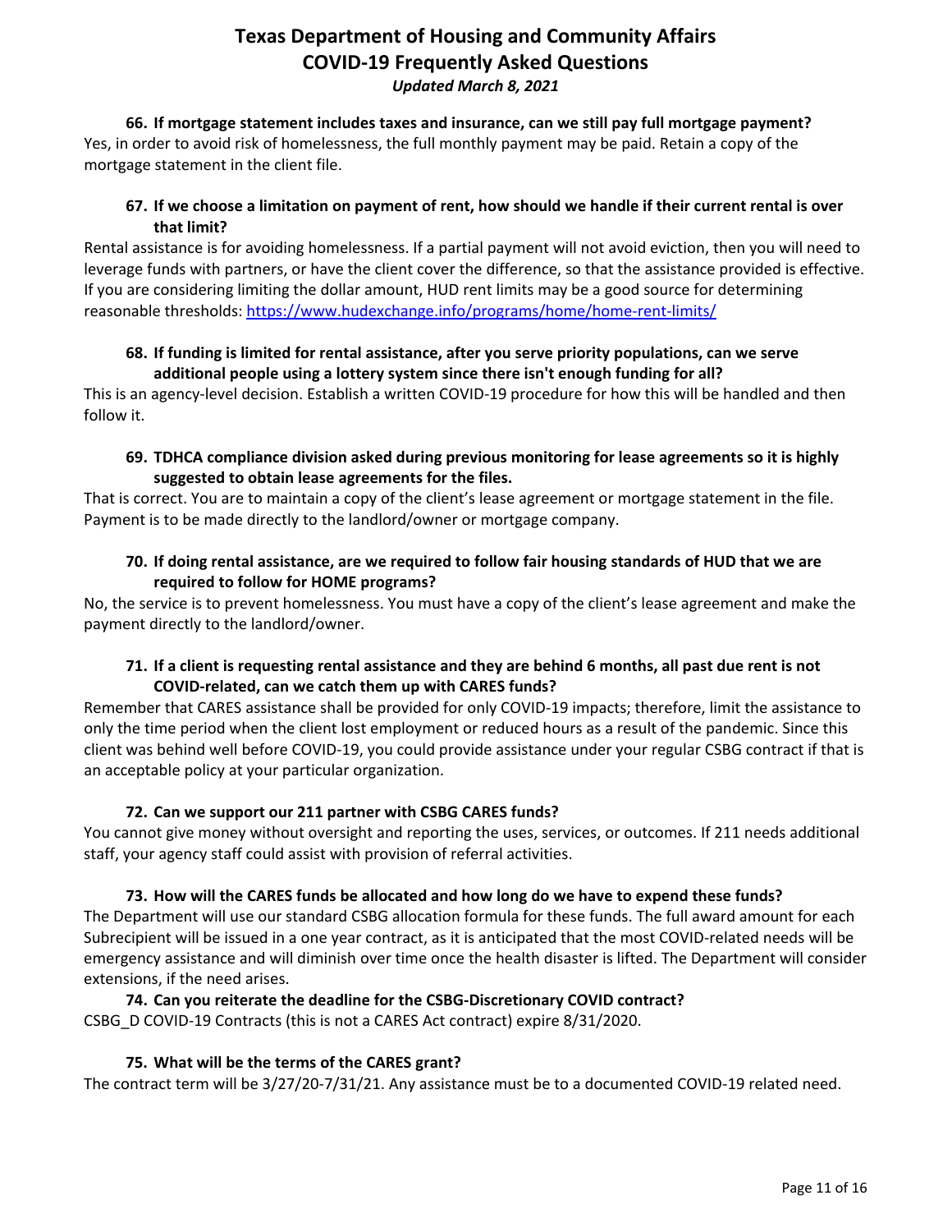**66. If mortgage statement includes taxes and insurance, can we still pay full mortgage payment?**

Yes, in order to avoid risk of homelessness, the full monthly payment may be paid. Retain a copy of the mortgage statement in the client file.

**67. If we choose a limitation on payment of rent, how should we handle if their current rental is over that limit?**

Rental assistance is for avoiding homelessness. If a partial payment will not avoid eviction, then you will need to leverage funds with partners, or have the client cover the difference, so that the assistance provided is effective. If you are considering limiting the dollar amount, HUD rent limits may be a good source for determining reasonable thresholds: https://www.hudexchange.info/programs/home/home-rent-limits/

**68. If funding is limited for rental assistance, after you serve priority populations, can we serve additional people using a lottery system since there isn't enough funding for all?**

This is an agency-level decision. Establish a written COVID-19 procedure for how this will be handled and then follow it.

**69. TDHCA compliance division asked during previous monitoring for lease agreements so it is highly suggested to obtain lease agreements for the files.**

That is correct. You are to maintain a copy of the client's lease agreement or mortgage statement in the file. Payment is to be made directly to the landlord/owner or mortgage company.

**70. If doing rental assistance, are we required to follow fair housing standards of HUD that we are required to follow for HOME programs?**

No, the service is to prevent homelessness. You must have a copy of the client's lease agreement and make the payment directly to the landlord/owner.

**71. If a client is requesting rental assistance and they are behind 6 months, all past due rent is not COVID-related, can we catch them up with CARES funds?**

Remember that CARES assistance shall be provided for only COVID-19 impacts; therefore, limit the assistance to only the time period when the client lost employment or reduced hours as a result of the pandemic. Since this client was behind well before COVID-19, you could provide assistance under your regular CSBG contract if that is an acceptable policy at your particular organization.

**72. Can we support our 211 partner with CSBG CARES funds?**

You cannot give money without oversight and reporting the uses, services, or outcomes. If 211 needs additional staff, your agency staff could assist with provision of referral activities.

**73. How will the CARES funds be allocated and how long do we have to expend these funds?**

The Department will use our standard CSBG allocation formula for these funds. The full award amount for each Subrecipient will be issued in a one year contract, as it is anticipated that the most COVID-related needs will be emergency assistance and will diminish over time once the health disaster is lifted. The Department will consider extensions, if the need arises.

**74. Can you reiterate the deadline for the CSBG-Discretionary COVID contract?**

CSBG_D COVID-19 Contracts (this is not a CARES Act contract) expire 8/31/2020.

**75. What will be the terms of the CARES grant?**

The contract term will be 3/27/20-7/31/21. Any assistance must be to a documented COVID-19 related need.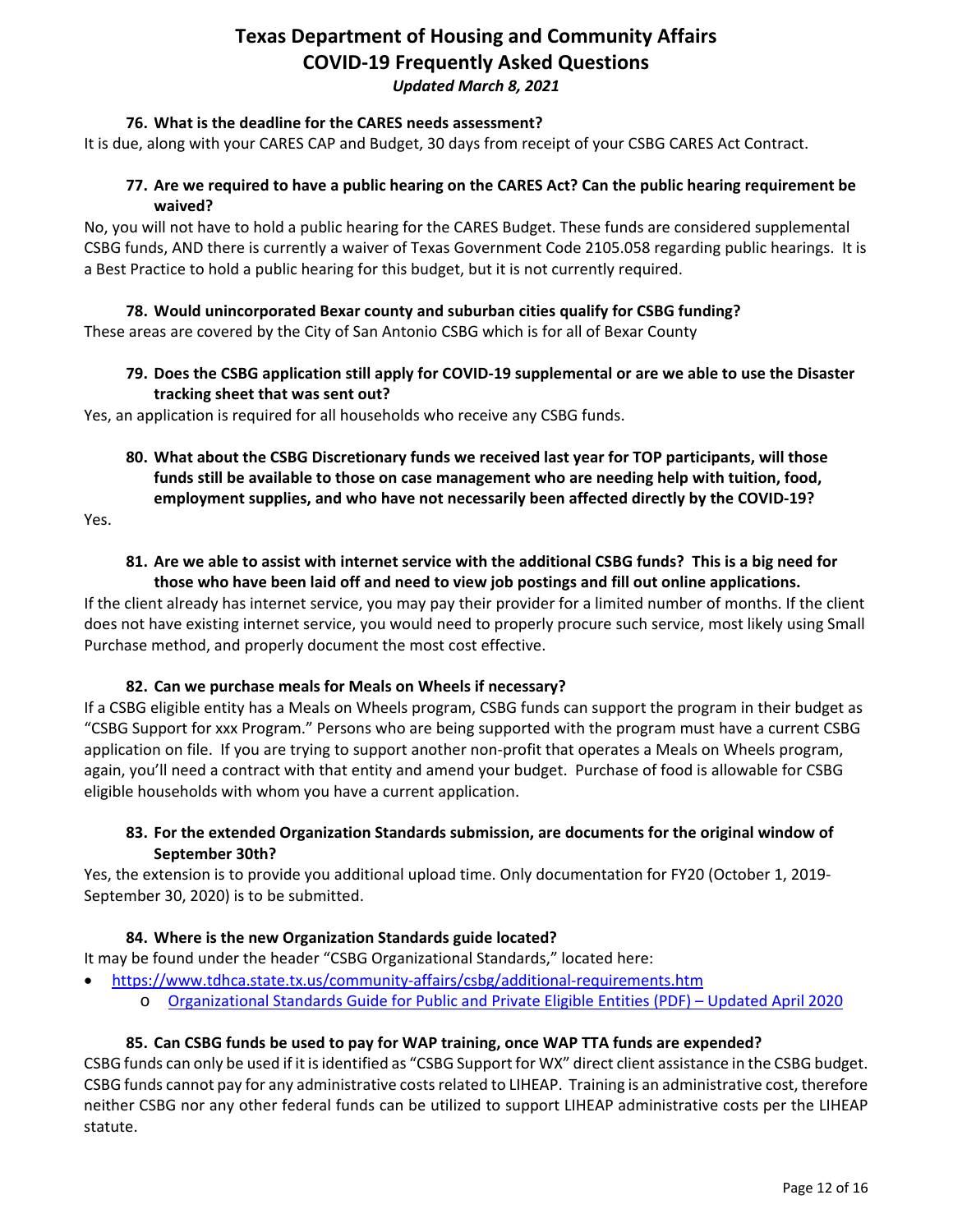**76. What is the deadline for the CARES needs assessment?**

It is due, along with your CARES CAP and Budget, 30 days from receipt of your CSBG CARES Act Contract.

**77. Are we required to have a public hearing on the CARES Act? Can the public hearing requirement be waived?**

No, you will not have to hold a public hearing for the CARES Budget. These funds are considered supplemental CSBG funds, AND there is currently a waiver of Texas Government Code 2105.058 regarding public hearings. It is a Best Practice to hold a public hearing for this budget, but it is not currently required.

**78. Would unincorporated Bexar county and suburban cities qualify for CSBG funding?**

These areas are covered by the City of San Antonio CSBG which is for all of Bexar County

**79. Does the CSBG application still apply for COVID-19 supplemental or are we able to use the Disaster tracking sheet that was sent out?**

Yes, an application is required for all households who receive any CSBG funds.

**80. What about the CSBG Discretionary funds we received last year for TOP participants, will those funds still be available to those on case management who are needing help with tuition, food, employment supplies, and who have not necessarily been affected directly by the COVID-19?**

Yes.

**81. Are we able to assist with internet service with the additional CSBG funds? This is a big need for those who have been laid off and need to view job postings and fill out online applications.**

If the client already has internet service, you may pay their provider for a limited number of months. If the client does not have existing internet service, you would need to properly procure such service, most likely using Small Purchase method, and properly document the most cost effective.

**82. Can we purchase meals for Meals on Wheels if necessary?**

If a CSBG eligible entity has a Meals on Wheels program, CSBG funds can support the program in their budget as "CSBG Support for xxx Program." Persons who are being supported with the program must have a current CSBG application on file. If you are trying to support another non-profit that operates a Meals on Wheels program, again, you'll need a contract with that entity and amend your budget. Purchase of food is allowable for CSBG eligible households with whom you have a current application.

**83. For the extended Organization Standards submission, are documents for the original window of September 30th?**

Yes, the extension is to provide you additional upload time. Only documentation for FY20 (October 1, 2019-September 30, 2020) is to be submitted.

**84. Where is the new Organization Standards guide located?**

It may be found under the header "CSBG Organizational Standards," located here:

- https://www.tdhca.state.tx.us/community-affairs/csbg/additional-requirements.htm
  - Organizational Standards Guide for Public and Private Eligible Entities (PDF) – Updated April 2020

**85. Can CSBG funds be used to pay for WAP training, once WAP TTA funds are expended?**

CSBG funds can only be used if it is identified as "CSBG Support for WX" direct client assistance in the CSBG budget. CSBG funds cannot pay for any administrative costs related to LIHEAP. Training is an administrative cost, therefore neither CSBG nor any other federal funds can be utilized to support LIHEAP administrative costs per the LIHEAP statute.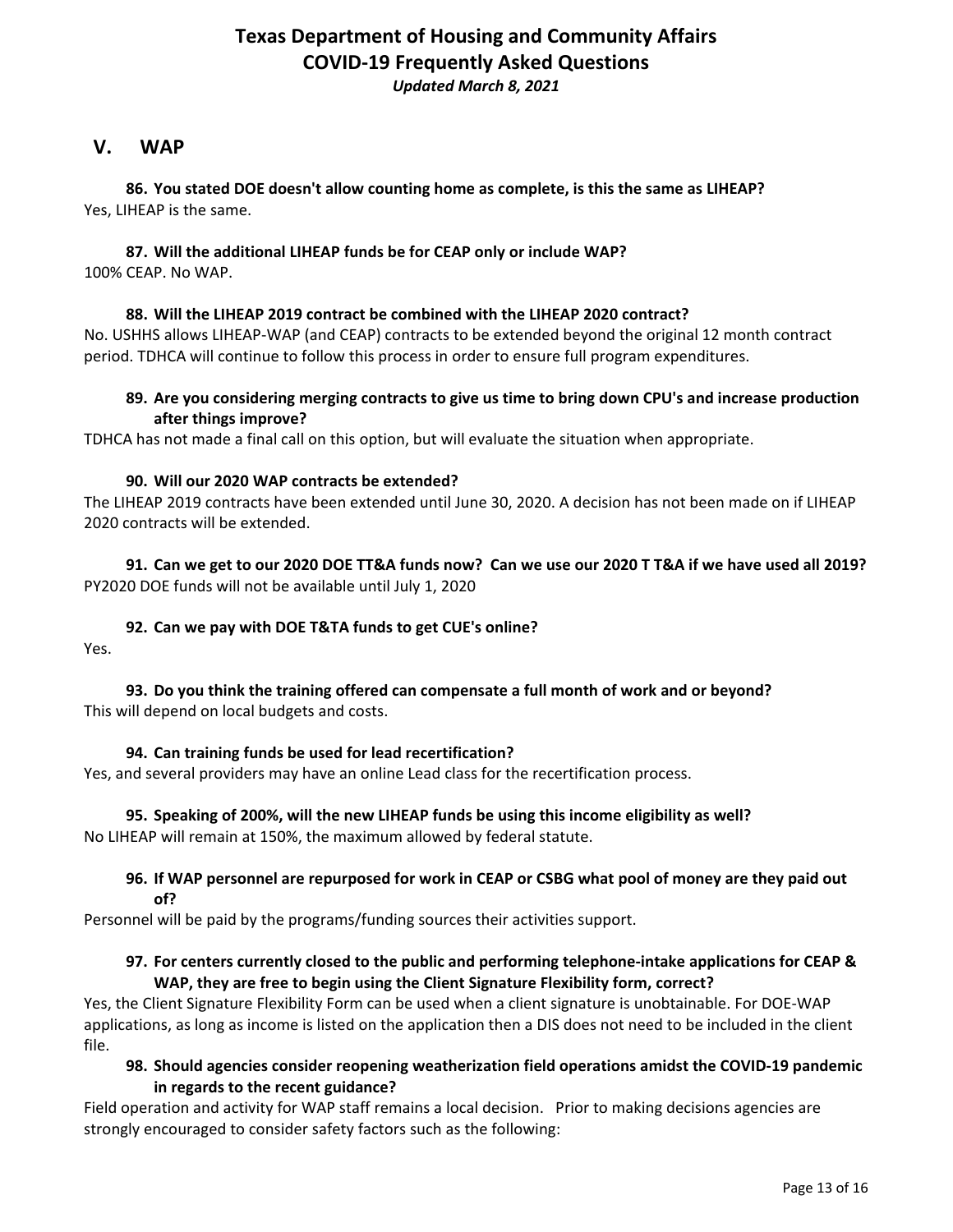## V. WAP

**86. You stated DOE doesn't allow counting home as complete, is this the same as LIHEAP?**

Yes, LIHEAP is the same.

**87. Will the additional LIHEAP funds be for CEAP only or include WAP?**

100% CEAP. No WAP.

**88. Will the LIHEAP 2019 contract be combined with the LIHEAP 2020 contract?**

No. USHHS allows LIHEAP-WAP (and CEAP) contracts to be extended beyond the original 12 month contract period. TDHCA will continue to follow this process in order to ensure full program expenditures.

**89. Are you considering merging contracts to give us time to bring down CPU's and increase production after things improve?**

TDHCA has not made a final call on this option, but will evaluate the situation when appropriate.

**90. Will our 2020 WAP contracts be extended?**

The LIHEAP 2019 contracts have been extended until June 30, 2020. A decision has not been made on if LIHEAP 2020 contracts will be extended.

**91. Can we get to our 2020 DOE TT&A funds now? Can we use our 2020 T T&A if we have used all 2019?**

PY2020 DOE funds will not be available until July 1, 2020

**92. Can we pay with DOE T&TA funds to get CUE's online?**

Yes.

**93. Do you think the training offered can compensate a full month of work and or beyond?**

This will depend on local budgets and costs.

**94. Can training funds be used for lead recertification?**

Yes, and several providers may have an online Lead class for the recertification process.

**95. Speaking of 200%, will the new LIHEAP funds be using this income eligibility as well?**

No LIHEAP will remain at 150%, the maximum allowed by federal statute.

**96. If WAP personnel are repurposed for work in CEAP or CSBG what pool of money are they paid out of?**

Personnel will be paid by the programs/funding sources their activities support.

**97. For centers currently closed to the public and performing telephone-intake applications for CEAP & WAP, they are free to begin using the Client Signature Flexibility form, correct?**

Yes, the Client Signature Flexibility Form can be used when a client signature is unobtainable. For DOE-WAP applications, as long as income is listed on the application then a DIS does not need to be included in the client file.

**98. Should agencies consider reopening weatherization field operations amidst the COVID-19 pandemic in regards to the recent guidance?**

Field operation and activity for WAP staff remains a local decision. Prior to making decisions agencies are strongly encouraged to consider safety factors such as the following: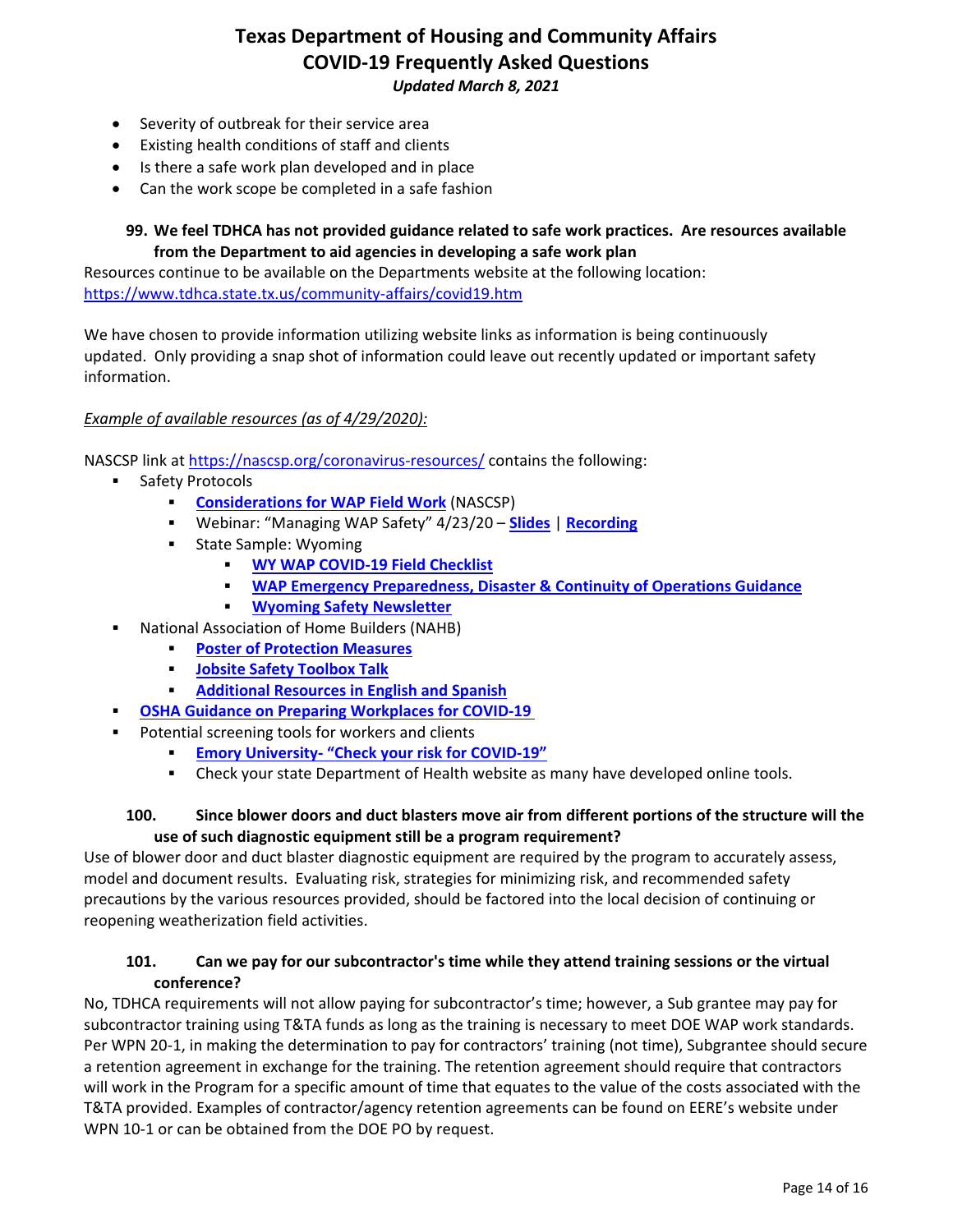- Severity of outbreak for their service area
- Existing health conditions of staff and clients
- Is there a safe work plan developed and in place
- Can the work scope be completed in a safe fashion

**99. We feel TDHCA has not provided guidance related to safe work practices. Are resources available from the Department to aid agencies in developing a safe work plan**

Resources continue to be available on the Departments website at the following location: https://www.tdhca.state.tx.us/community-affairs/covid19.htm

We have chosen to provide information utilizing website links as information is being continuously updated. Only providing a snap shot of information could leave out recently updated or important safety information.

*Example of available resources (as of 4/29/2020):*

NASCSP link at https://nascsp.org/coronavirus-resources/ contains the following:

- Safety Protocols
  - **Considerations for WAP Field Work** (NASCSP)
  - Webinar: "Managing WAP Safety" 4/23/20 – **Slides** | **Recording**
  - State Sample: Wyoming
    - **WY WAP COVID-19 Field Checklist**
    - **WAP Emergency Preparedness, Disaster & Continuity of Operations Guidance**
    - **Wyoming Safety Newsletter**
- National Association of Home Builders (NAHB)
  - **Poster of Protection Measures**
  - **Jobsite Safety Toolbox Talk**
  - **Additional Resources in English and Spanish**
- **OSHA Guidance on Preparing Workplaces for COVID-19**
- Potential screening tools for workers and clients
  - **Emory University- "Check your risk for COVID-19"**
  - Check your state Department of Health website as many have developed online tools.

**100. Since blower doors and duct blasters move air from different portions of the structure will the use of such diagnostic equipment still be a program requirement?**

Use of blower door and duct blaster diagnostic equipment are required by the program to accurately assess, model and document results. Evaluating risk, strategies for minimizing risk, and recommended safety precautions by the various resources provided, should be factored into the local decision of continuing or reopening weatherization field activities.

**101. Can we pay for our subcontractor's time while they attend training sessions or the virtual conference?**

No, TDHCA requirements will not allow paying for subcontractor's time; however, a Sub grantee may pay for subcontractor training using T&TA funds as long as the training is necessary to meet DOE WAP work standards. Per WPN 20-1, in making the determination to pay for contractors' training (not time), Subgrantee should secure a retention agreement in exchange for the training. The retention agreement should require that contractors will work in the Program for a specific amount of time that equates to the value of the costs associated with the T&TA provided. Examples of contractor/agency retention agreements can be found on EERE's website under WPN 10-1 or can be obtained from the DOE PO by request.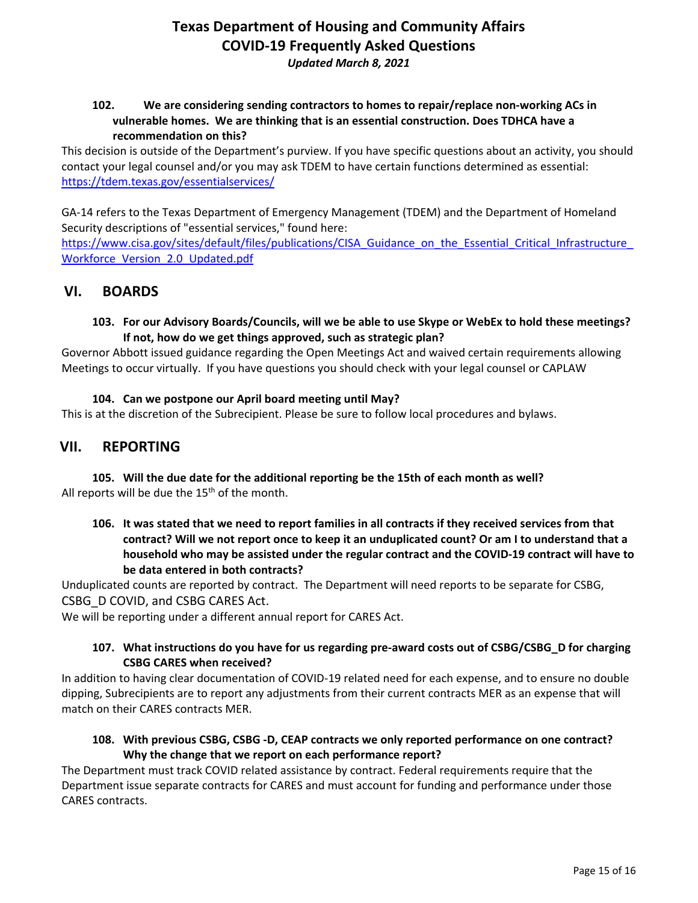**102. We are considering sending contractors to homes to repair/replace non-working ACs in vulnerable homes. We are thinking that is an essential construction. Does TDHCA have a recommendation on this?**

This decision is outside of the Department's purview. If you have specific questions about an activity, you should contact your legal counsel and/or you may ask TDEM to have certain functions determined as essential: https://tdem.texas.gov/essentialservices/

GA-14 refers to the Texas Department of Emergency Management (TDEM) and the Department of Homeland Security descriptions of "essential services," found here: https://www.cisa.gov/sites/default/files/publications/CISA_Guidance_on_the_Essential_Critical_Infrastructure_Workforce_Version_2.0_Updated.pdf

## VI. BOARDS

**103. For our Advisory Boards/Councils, will we be able to use Skype or WebEx to hold these meetings? If not, how do we get things approved, such as strategic plan?**

Governor Abbott issued guidance regarding the Open Meetings Act and waived certain requirements allowing Meetings to occur virtually. If you have questions you should check with your legal counsel or CAPLAW

**104. Can we postpone our April board meeting until May?**

This is at the discretion of the Subrecipient. Please be sure to follow local procedures and bylaws.

## VII. REPORTING

**105. Will the due date for the additional reporting be the 15th of each month as well?**

All reports will be due the 15th of the month.

**106. It was stated that we need to report families in all contracts if they received services from that contract? Will we not report once to keep it an unduplicated count? Or am I to understand that a household who may be assisted under the regular contract and the COVID-19 contract will have to be data entered in both contracts?**

Unduplicated counts are reported by contract. The Department will need reports to be separate for CSBG, CSBG_D COVID, and CSBG CARES Act.

We will be reporting under a different annual report for CARES Act.

**107. What instructions do you have for us regarding pre-award costs out of CSBG/CSBG_D for charging CSBG CARES when received?**

In addition to having clear documentation of COVID-19 related need for each expense, and to ensure no double dipping, Subrecipients are to report any adjustments from their current contracts MER as an expense that will match on their CARES contracts MER.

**108. With previous CSBG, CSBG -D, CEAP contracts we only reported performance on one contract? Why the change that we report on each performance report?**

The Department must track COVID related assistance by contract. Federal requirements require that the Department issue separate contracts for CARES and must account for funding and performance under those CARES contracts.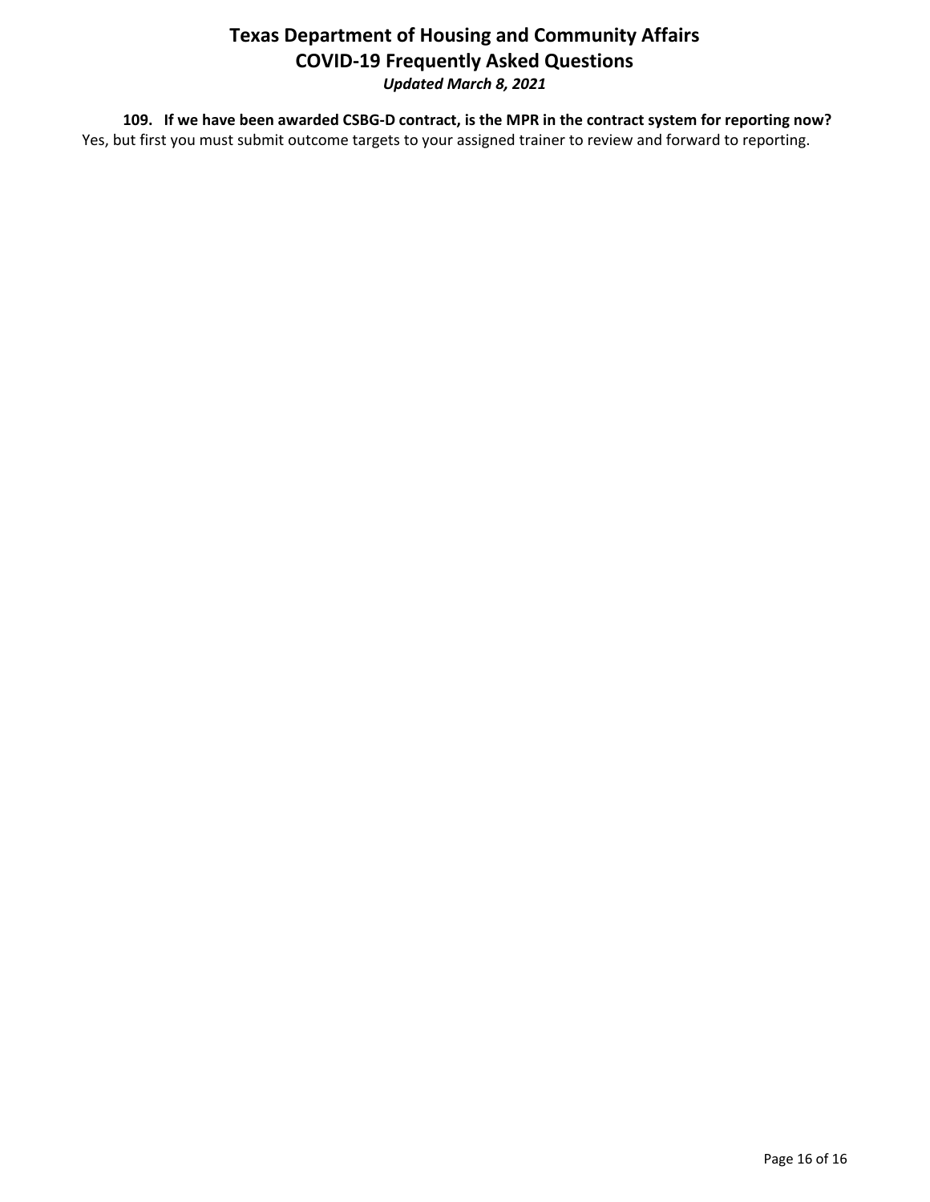**109. If we have been awarded CSBG-D contract, is the MPR in the contract system for reporting now?**

Yes, but first you must submit outcome targets to your assigned trainer to review and forward to reporting.